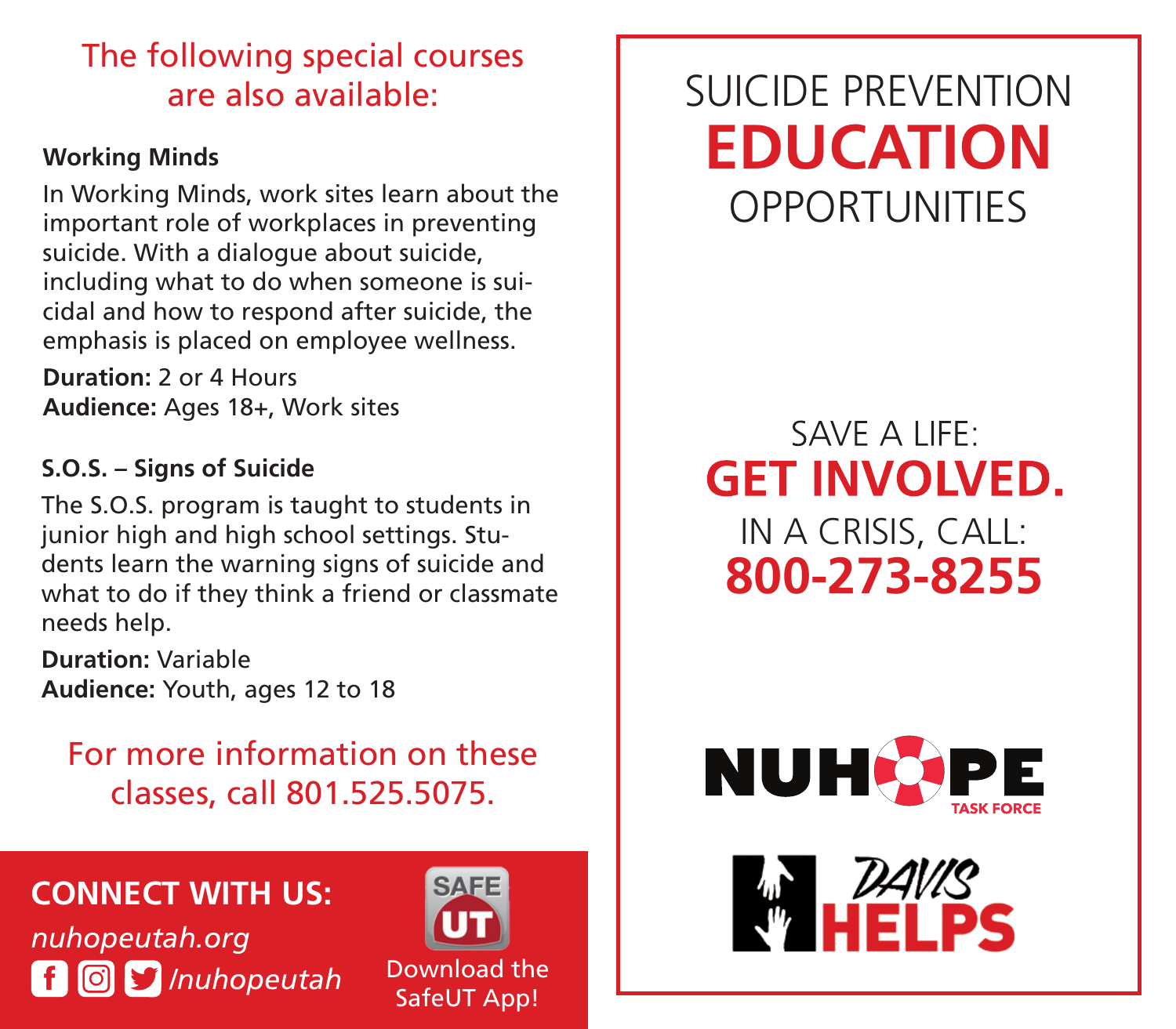## The following special courses are also available:

### Working Minds

In Working Minds, work sites learn about the important role of workplaces in preventing suicide. With a dialogue about suicide, including what to do when someone is suicidal and how to respond after suicide, the emphasis is placed on employee wellness.

**Duration:** 2 or 4 Hours
**Audience:** Ages 18+, Work sites

### S.O.S. – Signs of Suicide

The S.O.S. program is taught to students in junior high and high school settings. Students learn the warning signs of suicide and what to do if they think a friend or classmate needs help.

**Duration:** Variable
**Audience:** Youth, ages 12 to 18

For more information on these classes, call 801.525.5075.

**CONNECT WITH US:**

*nuhopeutah.org*

*/nuhopeutah*

SAFE UT

Download the SafeUT App!

# SUICIDE PREVENTION **EDUCATION** OPPORTUNITIES

SAVE A LIFE:

**GET INVOLVED.**

IN A CRISIS, CALL:

**800-273-8255**

NUHOPE TASK FORCE

DAVIS HELPS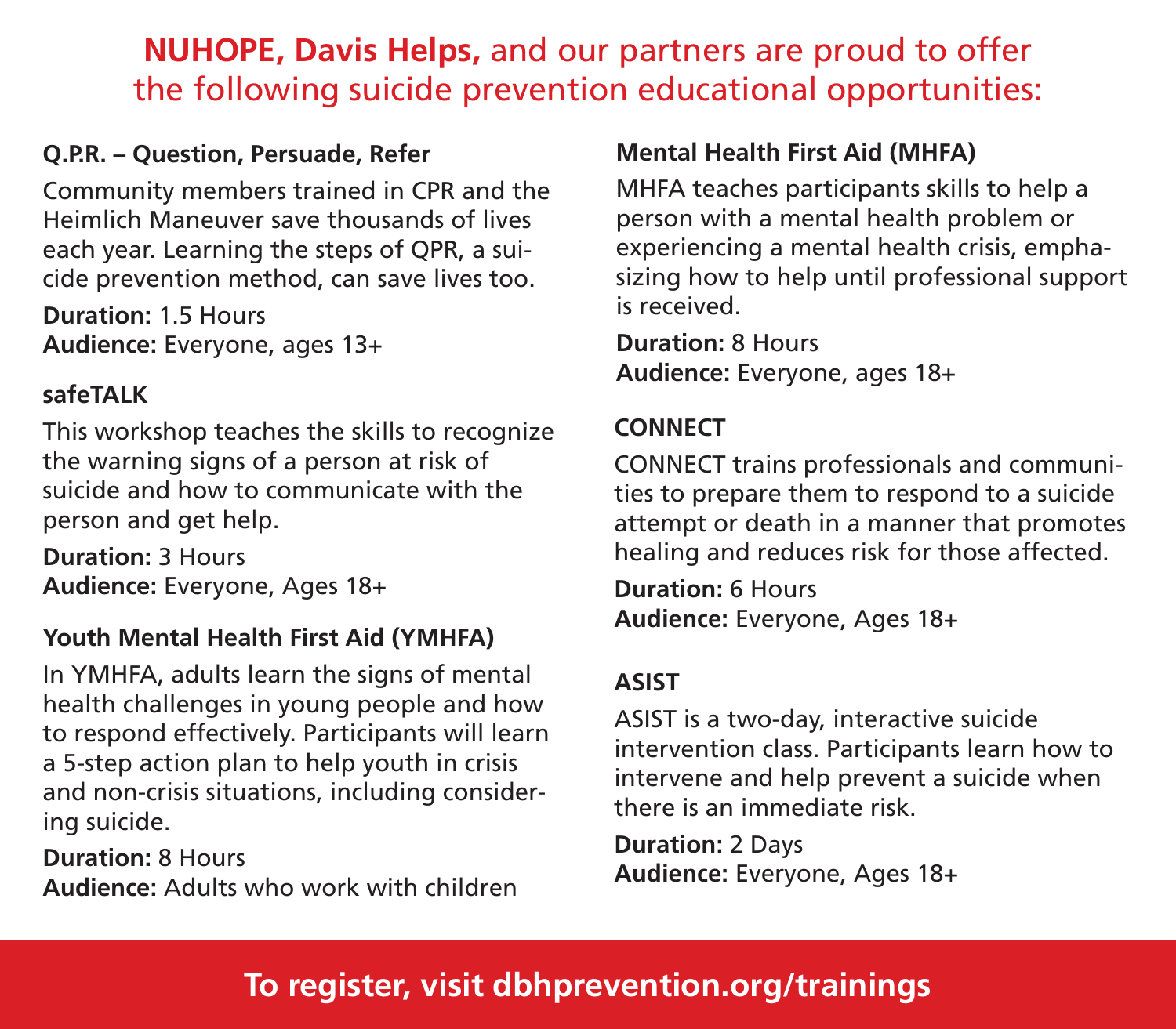## **NUHOPE, Davis Helps,** and our partners are proud to offer the following suicide prevention educational opportunities:

### Q.P.R. – Question, Persuade, Refer

Community members trained in CPR and the Heimlich Maneuver save thousands of lives each year. Learning the steps of QPR, a suicide prevention method, can save lives too.

**Duration:** 1.5 Hours
**Audience:** Everyone, ages 13+

### safeTALK

This workshop teaches the skills to recognize the warning signs of a person at risk of suicide and how to communicate with the person and get help.

**Duration:** 3 Hours
**Audience:** Everyone, Ages 18+

### Youth Mental Health First Aid (YMHFA)

In YMHFA, adults learn the signs of mental health challenges in young people and how to respond effectively. Participants will learn a 5-step action plan to help youth in crisis and non-crisis situations, including considering suicide.

**Duration:** 8 Hours
**Audience:** Adults who work with children

### Mental Health First Aid (MHFA)

MHFA teaches participants skills to help a person with a mental health problem or experiencing a mental health crisis, emphasizing how to help until professional support is received.

**Duration:** 8 Hours
**Audience:** Everyone, ages 18+

### CONNECT

CONNECT trains professionals and communities to prepare them to respond to a suicide attempt or death in a manner that promotes healing and reduces risk for those affected.

**Duration:** 6 Hours
**Audience:** Everyone, Ages 18+

### ASIST

ASIST is a two-day, interactive suicide intervention class. Participants learn how to intervene and help prevent a suicide when there is an immediate risk.

**Duration:** 2 Days
**Audience:** Everyone, Ages 18+

**To register, visit dbhprevention.org/trainings**